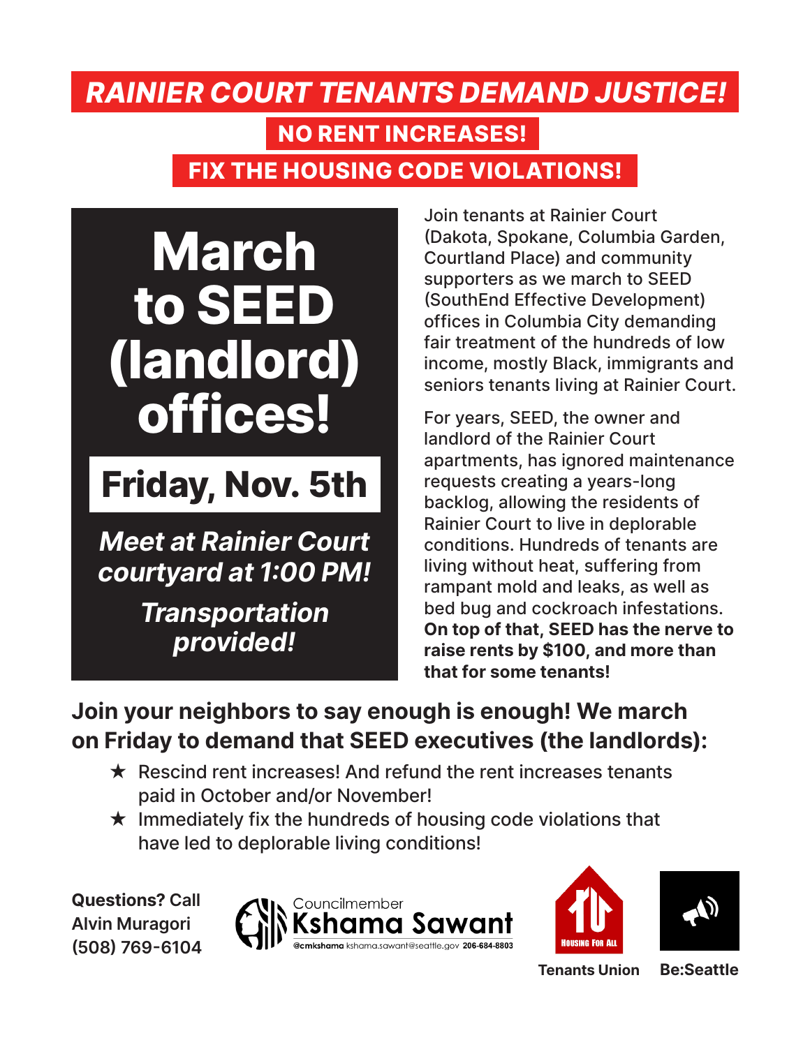# *RAINIER COURT TENANTS DEMAND JUSTICE!*

## NO RENT INCREASES!

## FIX THE HOUSING CODE VIOLATIONS!

# March to SEED (landlord) offices!

## Friday, Nov. 5th

***Meet at Rainier Court courtyard at 1:00 PM!***

***Transportation provided!***

Join tenants at Rainier Court (Dakota, Spokane, Columbia Garden, Courtland Place) and community supporters as we march to SEED (SouthEnd Effective Development) offices in Columbia City demanding fair treatment of the hundreds of low income, mostly Black, immigrants and seniors tenants living at Rainier Court.

For years, SEED, the owner and landlord of the Rainier Court apartments, has ignored maintenance requests creating a years-long backlog, allowing the residents of Rainier Court to live in deplorable conditions. Hundreds of tenants are living without heat, suffering from rampant mold and leaks, as well as bed bug and cockroach infestations. **On top of that, SEED has the nerve to raise rents by $100, and more than that for some tenants!**

**Join your neighbors to say enough is enough! We march on Friday to demand that SEED executives (the landlords):**

- ★ Rescind rent increases! And refund the rent increases tenants paid in October and/or November!
- ★ Immediately fix the hundreds of housing code violations that have led to deplorable living conditions!

**Questions? Call Alvin Muragori (508) 769-6104**

Councilmember Kshama Sawant
@cmkshama kshama.sawant@seattle.gov 206-684-8803

Housing For All
Tenants Union

Be:Seattle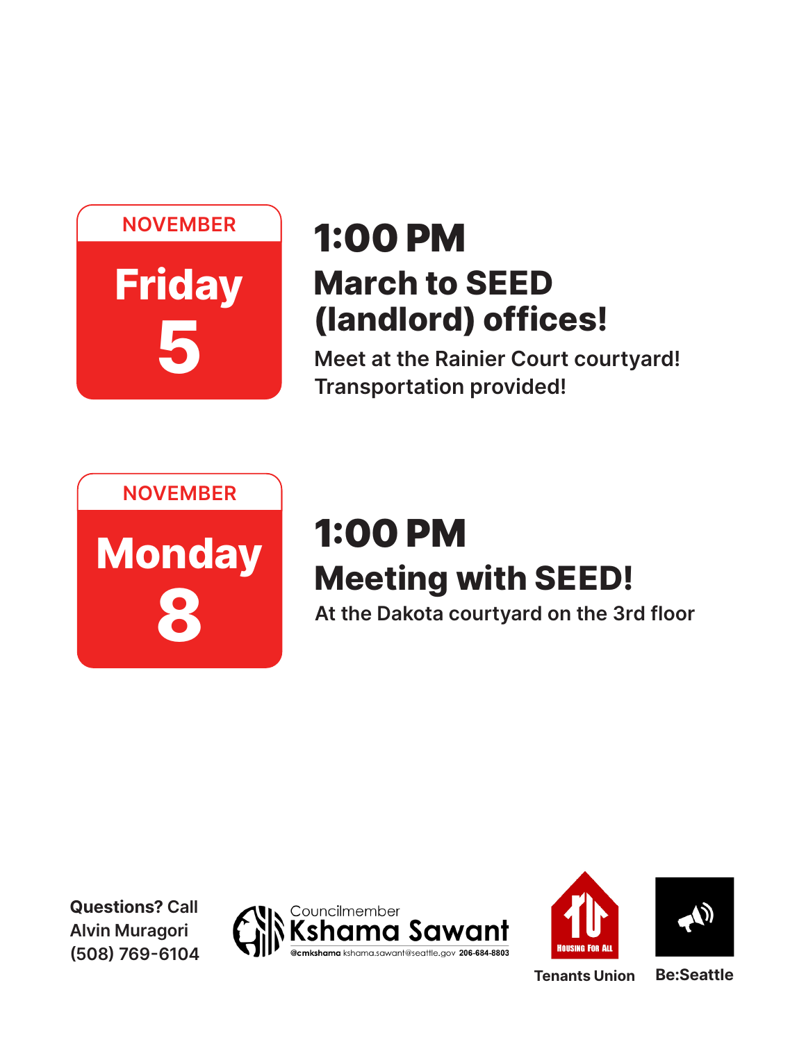NOVEMBER

**Friday**

**5**

# 1:00 PM

## March to SEED (landlord) offices!

**Meet at the Rainier Court courtyard!**
**Transportation provided!**

NOVEMBER

**Monday**

**8**

# 1:00 PM

## Meeting with SEED!

**At the Dakota courtyard on the 3rd floor**

**Questions?** Call
Alvin Muragori
(508) 769-6104

Councilmember
**Kshama Sawant**
@cmkshama kshama.sawant@seattle.gov 206-684-8803

Housing For All
**Tenants Union**

**Be:Seattle**